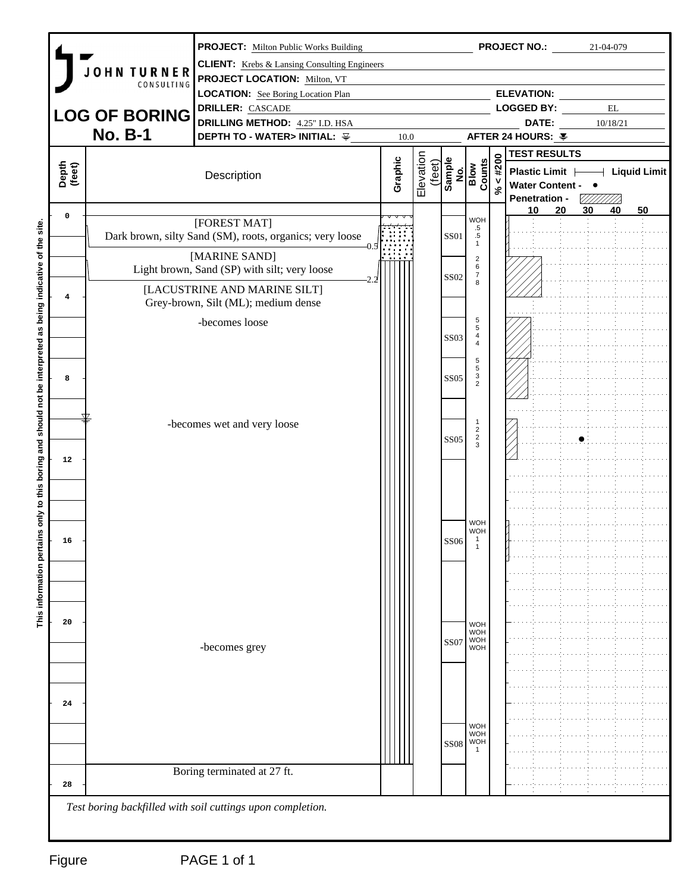# LOG OF BORING No. B-1

JOHN TURNER CONSULTING

**PROJECT:** Milton Public Works Building
**PROJECT NO.:** 21-04-079
**CLIENT:** Krebs & Lansing Consulting Engineers
**PROJECT LOCATION:** Milton, VT
**LOCATION:** See Boring Location Plan
**ELEVATION:**
**DRILLER:** CASCADE
**LOGGED BY:** EL
**DRILLING METHOD:** 4.25" I.D. HSA
**DATE:** 10/18/21
**DEPTH TO - WATER> INITIAL:** 10.0
**AFTER 24 HOURS:**

| Depth (feet) | Description | Graphic | Elevation (feet) | Sample No. | Blow Counts | % < #200 | Test Results |
|---|---|---|---|---|---|---|---|
| 0 | [FOREST MAT] Dark brown, silty Sand (SM), roots, organics; very loose (to 0.5) | | | SS01 | WOH, .5, .5, 1 | | |
| | [MARINE SAND] Light brown, Sand (SP) with silt; very loose (to 2.2) | | | SS02 | 2, 6, 7, 8 | | |
| 4 | [LACUSTRINE AND MARINE SILT] Grey-brown, Silt (ML); medium dense | | | | | | |
| | -becomes loose | | | SS03 | 5, 5, 4, 4 | | |
| 8 | | | | SS05 | 5, 5, 3, 2 | | |
| 10 | -becomes wet and very loose | | | SS05 | 1, 2, 2, 3 | | Water Content ● |
| 16 | | | | SS06 | WOH, WOH, 1, 1 | | |
| 20 | -becomes grey | | | SS07 | WOH, WOH, WOH, WOH | | |
| 24 | | | | SS08 | WOH, WOH, WOH, 1 | | |
| 27 | Boring terminated at 27 ft. | | | | | | |

Test Results legend: Plastic Limit ├──┤ Liquid Limit; Water Content - ●; Penetration - (hatched bar); scale 10, 20, 30, 40, 50

*Test boring backfilled with soil cuttings upon completion.*

This information pertains only to this boring and should not be interpreted as being indicative of the site.

Figure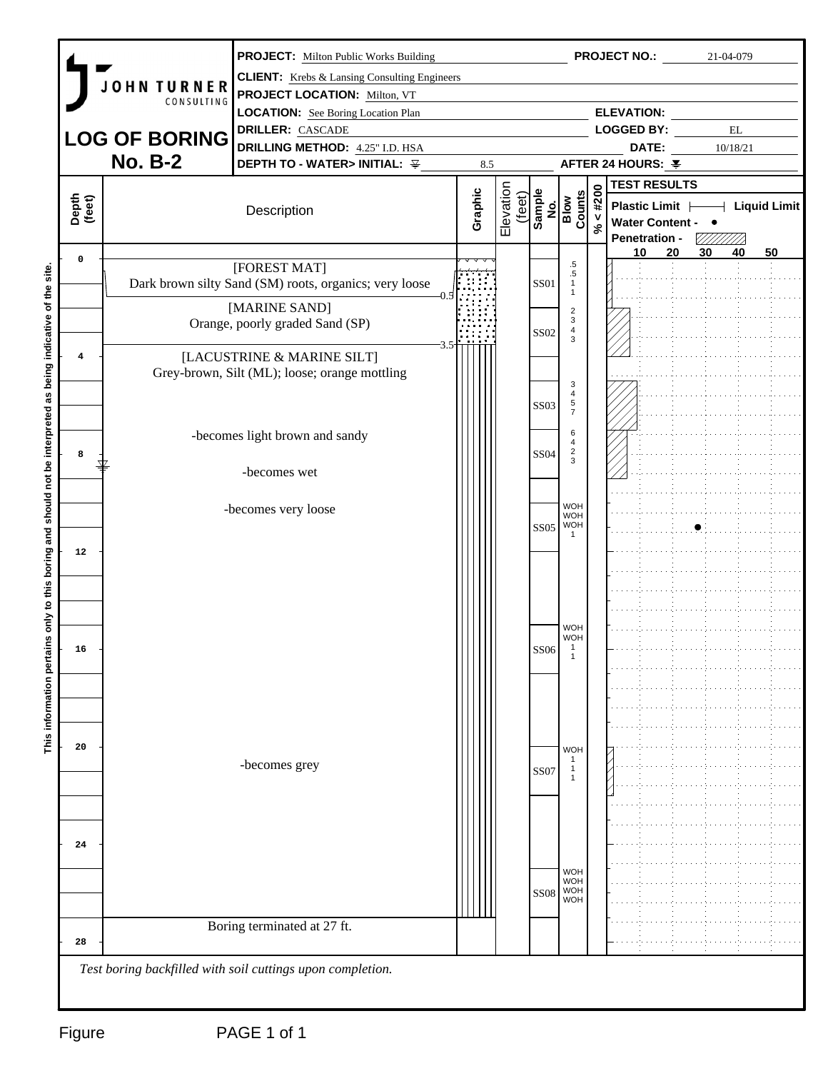# JOHN TURNER CONSULTING

## LOG OF BORING No. B-2

**PROJECT:** Milton Public Works Building
**PROJECT NO.:** 21-04-079
**CLIENT:** Krebs & Lansing Consulting Engineers
**PROJECT LOCATION:** Milton, VT
**LOCATION:** See Boring Location Plan
**ELEVATION:**
**DRILLER:** CASCADE
**LOGGED BY:** EL
**DRILLING METHOD:** 4.25" I.D. HSA
**DATE:** 10/18/21
**DEPTH TO - WATER> INITIAL:** 8.5
**AFTER 24 HOURS:**

*This information pertains only to this boring and should not be interpreted as being indicative of the site.*

| Depth (feet) | Description | Sample No. | Blow Counts | % < #200 | Test Results |
|---|---|---|---|---|---|
| 0 – 0.5 | [FOREST MAT] Dark brown silty Sand (SM) roots, organics; very loose | SS01 | .5, .5, 1, 1 | | |
| 0.5 – 3.5 | [MARINE SAND] Orange, poorly graded Sand (SP) | SS02 | 2, 3, 4, 3 | | |
| 3.5 – 27 | [LACUSTRINE & MARINE SILT] Grey-brown, Silt (ML); loose; orange mottling | SS03 | 3, 4, 5, 7 | | |
| | -becomes light brown and sandy | SS04 | 6, 4, 2, 3 | | |
| | -becomes wet | | | | |
| | -becomes very loose | SS05 | WOH, WOH, WOH, 1 | | Water Content ≈ 35 |
| | | SS06 | WOH, WOH, 1, 1 | | |
| | -becomes grey | SS07 | WOH, 1, 1, 1 | | |
| | | SS08 | WOH, WOH, WOH, WOH | | |
| 27 | Boring terminated at 27 ft. | | | | |

*Test boring backfilled with soil cuttings upon completion.*

Figure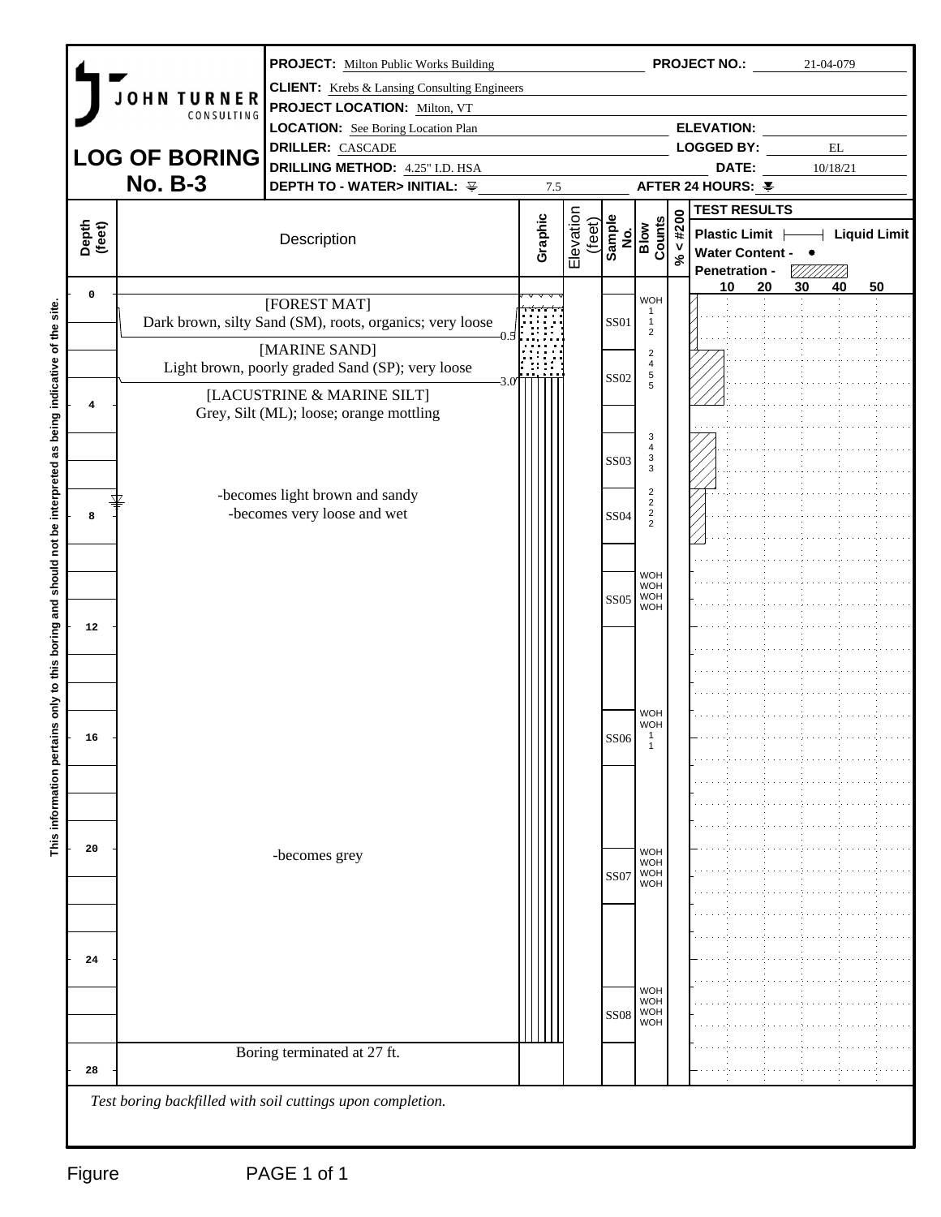# LOG OF BORING No. B-3

JOHN TURNER CONSULTING

**PROJECT:** Milton Public Works Building
**PROJECT NO.:** 21-04-079
**CLIENT:** Krebs & Lansing Consulting Engineers
**PROJECT LOCATION:** Milton, VT
**LOCATION:** See Boring Location Plan
**ELEVATION:**
**DRILLER:** CASCADE
**LOGGED BY:** EL
**DRILLING METHOD:** 4.25" I.D. HSA
**DATE:** 10/18/21
**DEPTH TO - WATER> INITIAL:** 7.5
**AFTER 24 HOURS:**

| Depth (feet) | Description | Graphic | Elevation (feet) | Sample No. | Blow Counts | % < #200 | Test Results (Penetration) |
|---|---|---|---|---|---|---|---|
| 0 | [FOREST MAT] Dark brown, silty Sand (SM), roots, organics; very loose (0.5) | | | SS01 | WOH, 1, 1, 2 | | |
| | [MARINE SAND] Light brown, poorly graded Sand (SP); very loose (3.0) | | | SS02 | 2, 4, 5, 5 | | |
| 4 | [LACUSTRINE & MARINE SILT] Grey, Silt (ML); loose; orange mottling | | | SS03 | 3, 4, 3, 3 | | |
| 8 | -becomes light brown and sandy<br>-becomes very loose and wet | | | SS04 | 2, 2, 2, 2 | | |
| | | | | SS05 | WOH, WOH, WOH, WOH | | |
| 16 | | | | SS06 | WOH, WOH, 1, 1 | | |
| 20 | -becomes grey | | | SS07 | WOH, WOH, WOH, WOH | | |
| 24 | | | | SS08 | WOH, WOH, WOH, WOH | | |
| 28 | Boring terminated at 27 ft. | | | | | | |

*Test boring backfilled with soil cuttings upon completion.*

This information pertains only to this boring and should not be interpreted as being indicative of the site.

Figure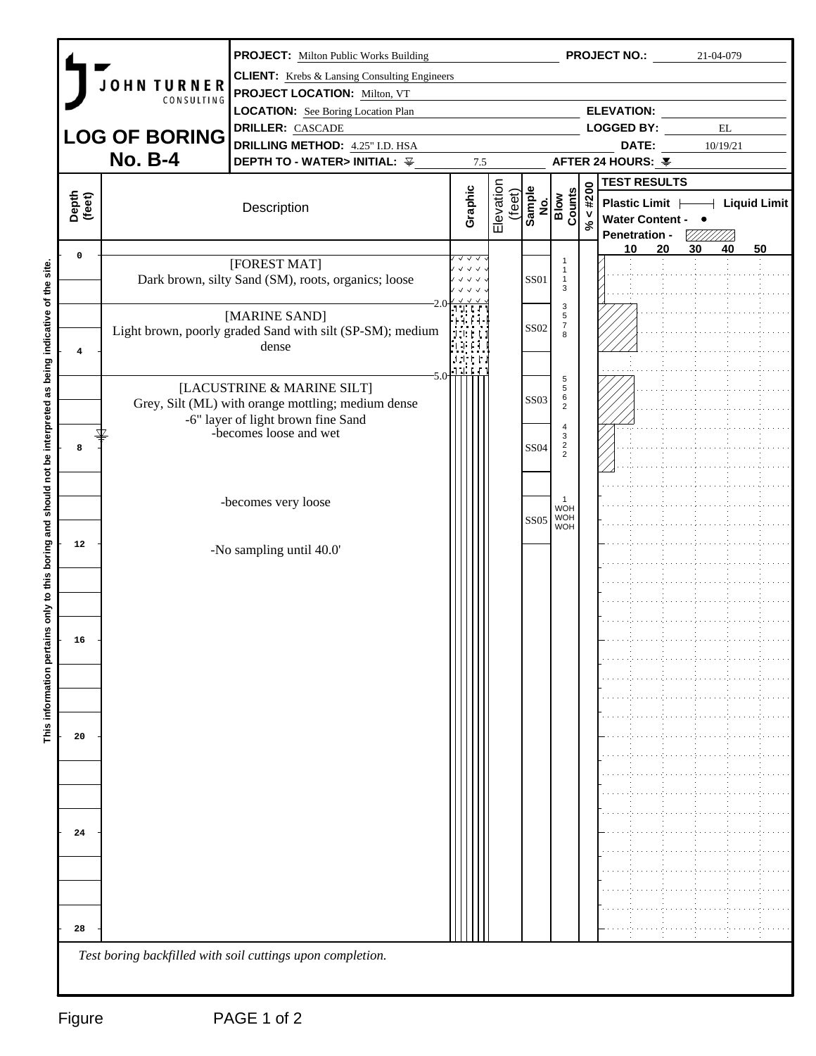# LOG OF BORING No. B-4

JOHN TURNER CONSULTING

**PROJECT:** Milton Public Works Building  **PROJECT NO.:** 21-04-079

**CLIENT:** Krebs & Lansing Consulting Engineers

**PROJECT LOCATION:** Milton, VT

**LOCATION:** See Boring Location Plan  **ELEVATION:**

**DRILLER:** CASCADE  **LOGGED BY:** EL

**DRILLING METHOD:** 4.25" I.D. HSA  **DATE:** 10/19/21

**DEPTH TO - WATER> INITIAL:** 7.5  **AFTER 24 HOURS:**

| Depth (feet) | Description | Graphic | Elevation (feet) | Sample No. | Blow Counts | % < #200 | Test Results (Plastic Limit / Liquid Limit, Water Content, Penetration: 10 20 30 40 50) |
|---|---|---|---|---|---|---|---|
| 0 – 2.0 | [FOREST MAT] Dark brown, silty Sand (SM), roots, organics; loose | | | SS01 | 1, 1, 1, 3 | | |
| 2.0 – 5.0 | [MARINE SAND] Light brown, poorly graded Sand with silt (SP-SM); medium dense | | | SS02 | 3, 5, 7, 8 | | |
| 5.0 – | [LACUSTRINE & MARINE SILT] Grey, Silt (ML) with orange mottling; medium dense<br>-6" layer of light brown fine Sand | | | SS03 | 5, 5, 6, 2 | | |
| 8 | -becomes loose and wet | | | SS04 | 4, 3, 2, 2 | | |
| | -becomes very loose | | | SS05 | 1, WOH, WOH, WOH | | |
| 12 | -No sampling until 40.0' | | | | | | |
| 16 | | | | | | | |
| 20 | | | | | | | |
| 24 | | | | | | | |
| 28 | | | | | | | |

*Test boring backfilled with soil cuttings upon completion.*

This information pertains only to this boring and should not be interpreted as being indicative of the site.

Figure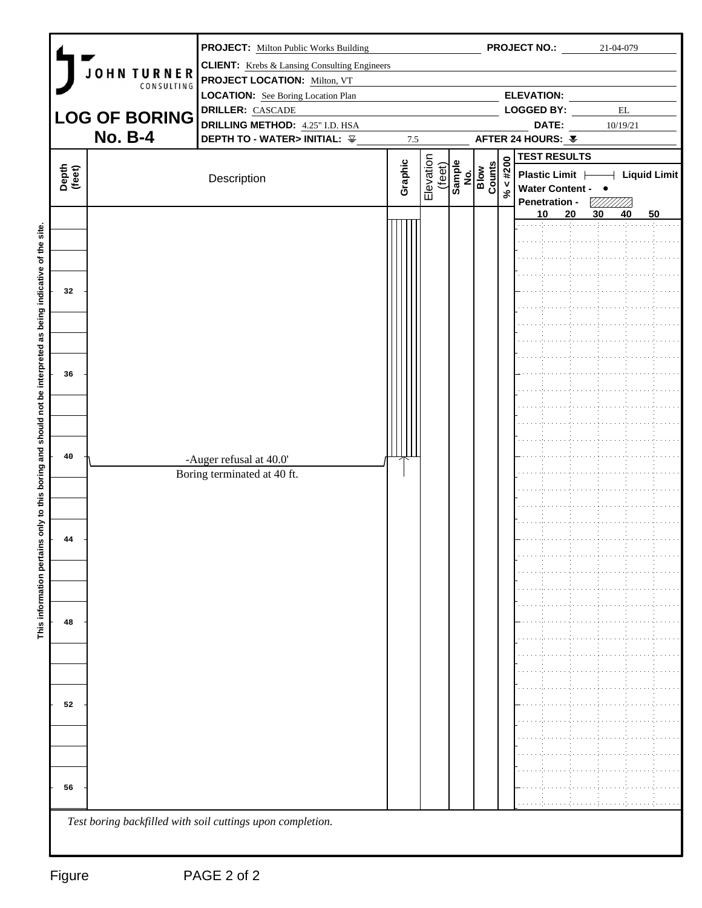# LOG OF BORING No. B-4

JOHN TURNER CONSULTING

**PROJECT:** Milton Public Works Building
**PROJECT NO.:** 21-04-079
**CLIENT:** Krebs & Lansing Consulting Engineers
**PROJECT LOCATION:** Milton, VT
**LOCATION:** See Boring Location Plan
**ELEVATION:**
**DRILLER:** CASCADE
**LOGGED BY:** EL
**DRILLING METHOD:** 4.25" I.D. HSA
**DATE:** 10/19/21
**DEPTH TO - WATER> INITIAL:** 7.5
**AFTER 24 HOURS:**

| Depth (feet) | Description | Graphic | Elevation (feet) | Sample No. | Blow Counts | % < #200 | TEST RESULTS |
|---|---|---|---|---|---|---|---|
| 32 | | | | | | | |
| 36 | | | | | | | |
| 40 | -Auger refusal at 40.0'<br>Boring terminated at 40 ft. | | | | | | |
| 44 | | | | | | | |
| 48 | | | | | | | |
| 52 | | | | | | | |
| 56 | | | | | | | |

TEST RESULTS legend: Plastic Limit ├──┤ Liquid Limit; Water Content - ●; Penetration - (hatched bar); scale 10, 20, 30, 40, 50

*Test boring backfilled with soil cuttings upon completion.*

This information pertains only to this boring and should not be interpreted as being indicative of the site.

Figure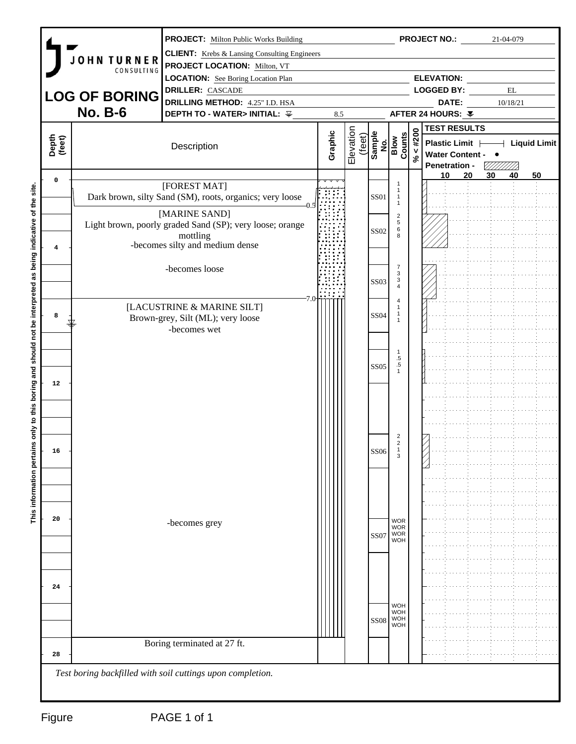# LOG OF BORING No. B-6

JOHN TURNER CONSULTING

| | |
|---|---|
| **PROJECT:** Milton Public Works Building | **PROJECT NO.:** 21-04-079 |
| **CLIENT:** Krebs & Lansing Consulting Engineers | |
| **PROJECT LOCATION:** Milton, VT | |
| **LOCATION:** See Boring Location Plan | **ELEVATION:** |
| **DRILLER:** CASCADE | **LOGGED BY:** EL |
| **DRILLING METHOD:** 4.25" I.D. HSA | **DATE:** 10/18/21 |
| **DEPTH TO - WATER> INITIAL:** 8.5 | **AFTER 24 HOURS:** |

| Depth (feet) | Description | Graphic | Elevation (feet) | Sample No. | Blow Counts | % < #200 | Test Results |
|---|---|---|---|---|---|---|---|
| 0–0.5 | [FOREST MAT] Dark brown, silty Sand (SM), roots, organics; very loose | | | SS01 | 1 1 1 1 | | |
| 0.5–7.0 | [MARINE SAND] Light brown, poorly graded Sand (SP); very loose; orange mottling | | | SS02 | 2 5 6 8 | | |
| | -becomes silty and medium dense | | | | | | |
| | -becomes loose | | | SS03 | 7 3 3 4 | | |
| 7.0–27 | [LACUSTRINE & MARINE SILT] Brown-grey, Silt (ML); very loose | | | SS04 | 4 1 1 1 | | |
| | -becomes wet | | | | | | |
| | | | | SS05 | 1 .5 .5 1 | | |
| | | | | SS06 | 2 2 1 3 | | |
| | -becomes grey | | | SS07 | WOR WOR WOR WOH | | |
| | | | | SS08 | WOH WOH WOH WOH | | |
| 27 | Boring terminated at 27 ft. | | | | | | |

Test Results legend: Plastic Limit |——| Liquid Limit; Water Content - ●; Penetration - (hatched bar); scale 10, 20, 30, 40, 50

*Test boring backfilled with soil cuttings upon completion.*

This information pertains only to this boring and should not be interpreted as being indicative of the site.

Figure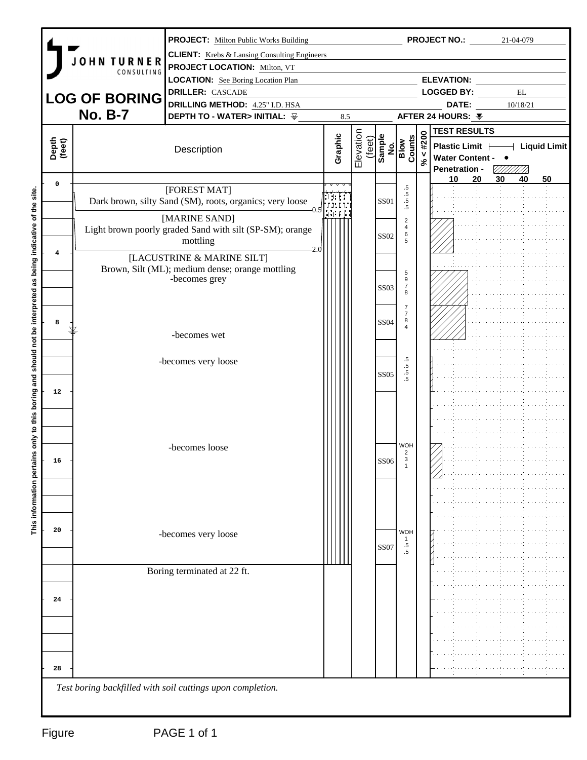# LOG OF BORING No. B-7

JOHN TURNER CONSULTING

**PROJECT:** Milton Public Works Building
**PROJECT NO.:** 21-04-079
**CLIENT:** Krebs & Lansing Consulting Engineers
**PROJECT LOCATION:** Milton, VT
**LOCATION:** See Boring Location Plan
**ELEVATION:**
**DRILLER:** CASCADE
**LOGGED BY:** EL
**DRILLING METHOD:** 4.25" I.D. HSA
**DATE:** 10/18/21
**DEPTH TO - WATER> INITIAL:** 8.5
**AFTER 24 HOURS:**

| Depth (feet) | Description | Sample No. | Blow Counts |
|---|---|---|---|
| 0 – 0.5 | [FOREST MAT] Dark brown, silty Sand (SM), roots, organics; very loose | SS01 | .5, .5, .5, .5 |
| 0.5 – 2.0 | [MARINE SAND] Light brown poorly graded Sand with silt (SP-SM); orange mottling | SS02 | 2, 4, 6, 5 |
| 2.0 – 22 | [LACUSTRINE & MARINE SILT] Brown, Silt (ML); medium dense; orange mottling | | |
| | -becomes grey | SS03 | 5, 9, 7, 8 |
| | | SS04 | 7, 7, 8, 4 |
| | -becomes wet | | |
| | -becomes very loose | SS05 | .5, .5, .5, .5 |
| | -becomes loose | SS06 | WOH, 2, 3, 1 |
| | -becomes very loose | SS07 | WOH, 1, .5, .5 |
| 22 | Boring terminated at 22 ft. | | |

*Test boring backfilled with soil cuttings upon completion.*

This information pertains only to this boring and should not be interpreted as being indicative of the site.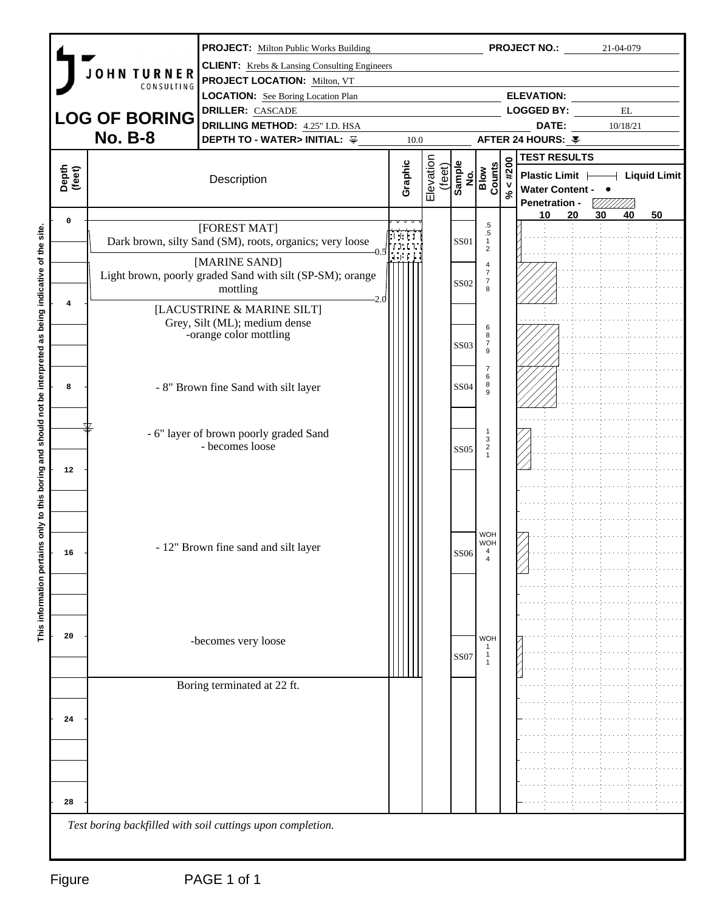# JOHN TURNER CONSULTING

## LOG OF BORING No. B-8

**PROJECT:** Milton Public Works Building
**PROJECT NO.:** 21-04-079
**CLIENT:** Krebs & Lansing Consulting Engineers
**PROJECT LOCATION:** Milton, VT
**LOCATION:** See Boring Location Plan
**ELEVATION:**
**DRILLER:** CASCADE
**LOGGED BY:** EL
**DRILLING METHOD:** 4.25" I.D. HSA
**DATE:** 10/18/21
**DEPTH TO - WATER> INITIAL:** 10.0
**AFTER 24 HOURS:**

| Depth (feet) | Description | Graphic | Elevation (feet) | Sample No. | Blow Counts | % < #200 | Test Results: Penetration (10–50) |
|---|---|---|---|---|---|---|---|
| 0 | [FOREST MAT] Dark brown, silty Sand (SM), roots, organics; very loose (to 0.5) | | | SS01 | .5 .5 1 2 | | |
| | [MARINE SAND] Light brown, poorly graded Sand with silt (SP-SM); orange mottling (to 2.0) | | | SS02 | 4 7 7 8 | | |
| 4 | [LACUSTRINE & MARINE SILT] Grey, Silt (ML); medium dense -orange color mottling | | | SS03 | 6 8 7 9 | | |
| 8 | - 8" Brown fine Sand with silt layer | | | SS04 | 7 6 8 9 | | |
| 10 (water) | - 6" layer of brown poorly graded Sand - becomes loose | | | SS05 | 1 3 2 1 | | |
| 16 | - 12" Brown fine sand and silt layer | | | SS06 | WOH WOH 4 4 | | |
| 20 | -becomes very loose | | | SS07 | WOH 1 1 1 | | |
| 22 | Boring terminated at 22 ft. | | | | | | |

Legend: Plastic Limit ├──┤ Liquid Limit; Water Content - ●; Penetration - (hatched bar)

*Test boring backfilled with soil cuttings upon completion.*

This information pertains only to this boring and should not be interpreted as being indicative of the site.

Figure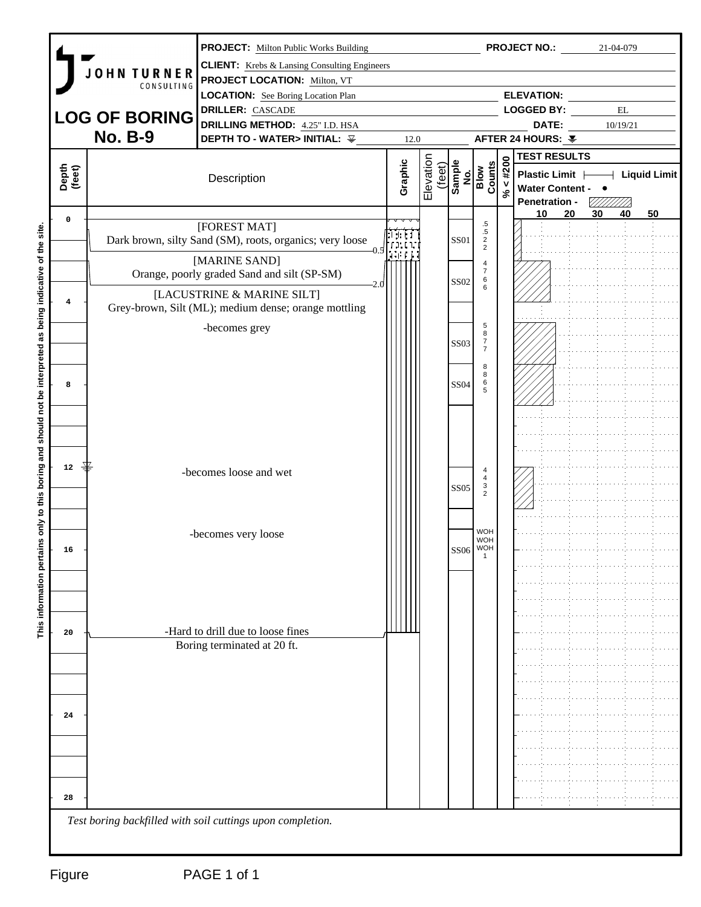# LOG OF BORING No. B-9

JOHN TURNER CONSULTING

**PROJECT:** Milton Public Works Building
**PROJECT NO.:** 21-04-079
**CLIENT:** Krebs & Lansing Consulting Engineers
**PROJECT LOCATION:** Milton, VT
**LOCATION:** See Boring Location Plan
**ELEVATION:**
**DRILLER:** CASCADE
**LOGGED BY:** EL
**DRILLING METHOD:** 4.25" I.D. HSA
**DATE:** 10/19/21
**DEPTH TO - WATER> INITIAL:** 12.0
**AFTER 24 HOURS:**

| Depth (feet) | Description | Sample No. | Blow Counts |
|---|---|---|---|
| 0 | [FOREST MAT] Dark brown, silty Sand (SM), roots, organics; very loose (to 0.5) | SS01 | .5, .5, 2, 2 |
| | [MARINE SAND] Orange, poorly graded Sand and silt (SP-SM) (to 2.0) | SS02 | 4, 7, 6, 6 |
| 4 | [LACUSTRINE & MARINE SILT] Grey-brown, Silt (ML); medium dense; orange mottling | | |
| | -becomes grey | SS03 | 5, 8, 7, 7 |
| 8 | | SS04 | 8, 8, 6, 5 |
| 12 | -becomes loose and wet | SS05 | 4, 4, 3, 2 |
| 16 | -becomes very loose | SS06 | WOH, WOH, WOH, 1 |
| 20 | -Hard to drill due to loose fines. Boring terminated at 20 ft. | | |

TEST RESULTS

Plastic Limit — Liquid Limit

Water Content - ●

Penetration -

10 20 30 40 50

This information pertains only to this boring and should not be interpreted as being indicative of the site.

*Test boring backfilled with soil cuttings upon completion.*

Figure